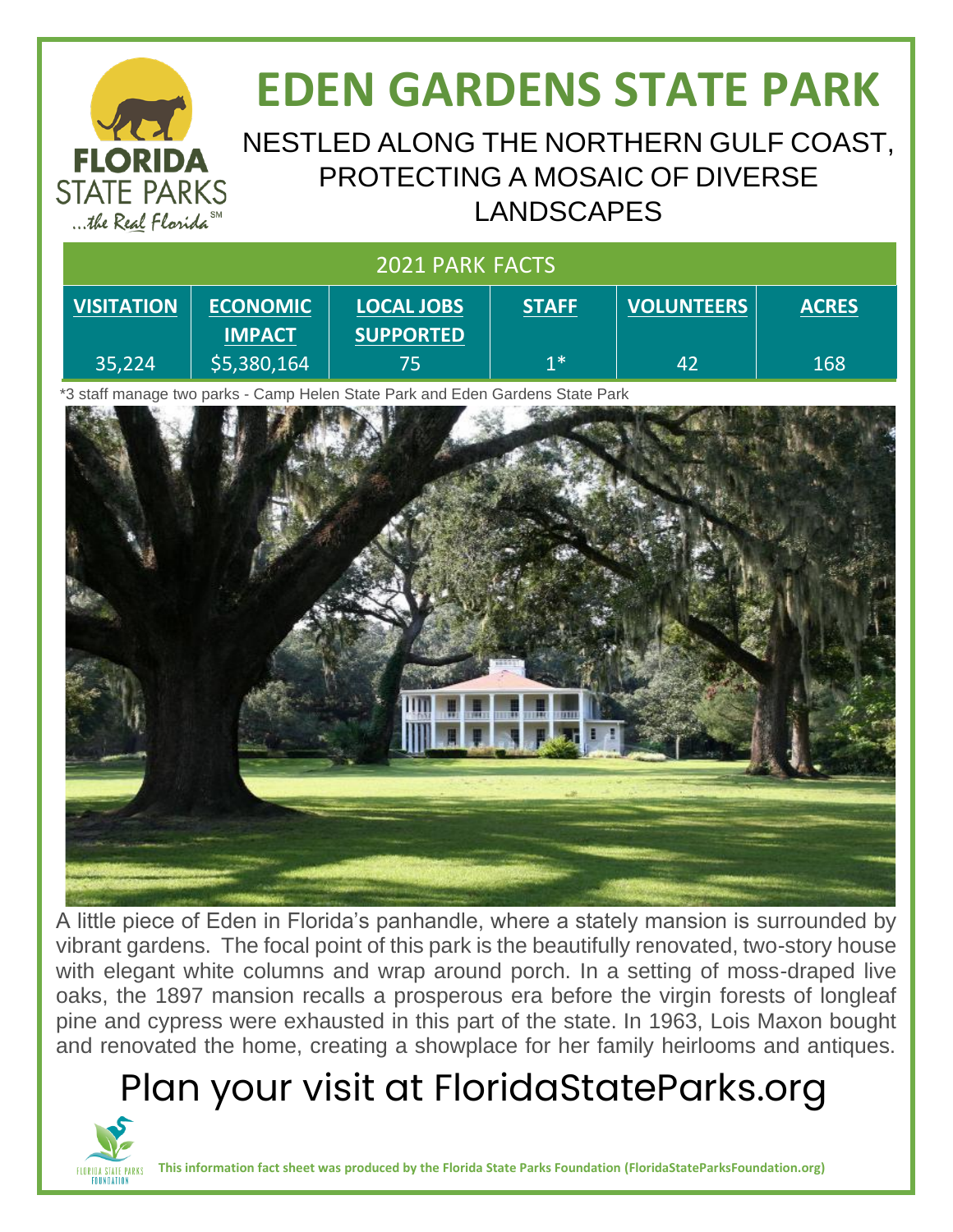# EDEN GARDENS STATE PARK

## NESTLED ALONG THE NORTHERN GULF COAST, PROTECTING A MOSAIC OF DIVERSE LANDSCAPES

**2021 PARK FACTS**

| VISITATION | ECONOMIC IMPACT | LOCAL JOBS SUPPORTED | STAFF | VOLUNTEERS | ACRES |
|---|---|---|---|---|---|
| 35,224 | $5,380,164 | 75 | 1* | 42 | 168 |

*3 staff manage two parks - Camp Helen State Park and Eden Gardens State Park

A little piece of Eden in Florida's panhandle, where a stately mansion is surrounded by vibrant gardens. The focal point of this park is the beautifully renovated, two-story house with elegant white columns and wrap around porch. In a setting of moss-draped live oaks, the 1897 mansion recalls a prosperous era before the virgin forests of longleaf pine and cypress were exhausted in this part of the state. In 1963, Lois Maxon bought and renovated the home, creating a showplace for her family heirlooms and antiques.

## Plan your visit at FloridaStateParks.org

**This information fact sheet was produced by the Florida State Parks Foundation (FloridaStateParksFoundation.org)**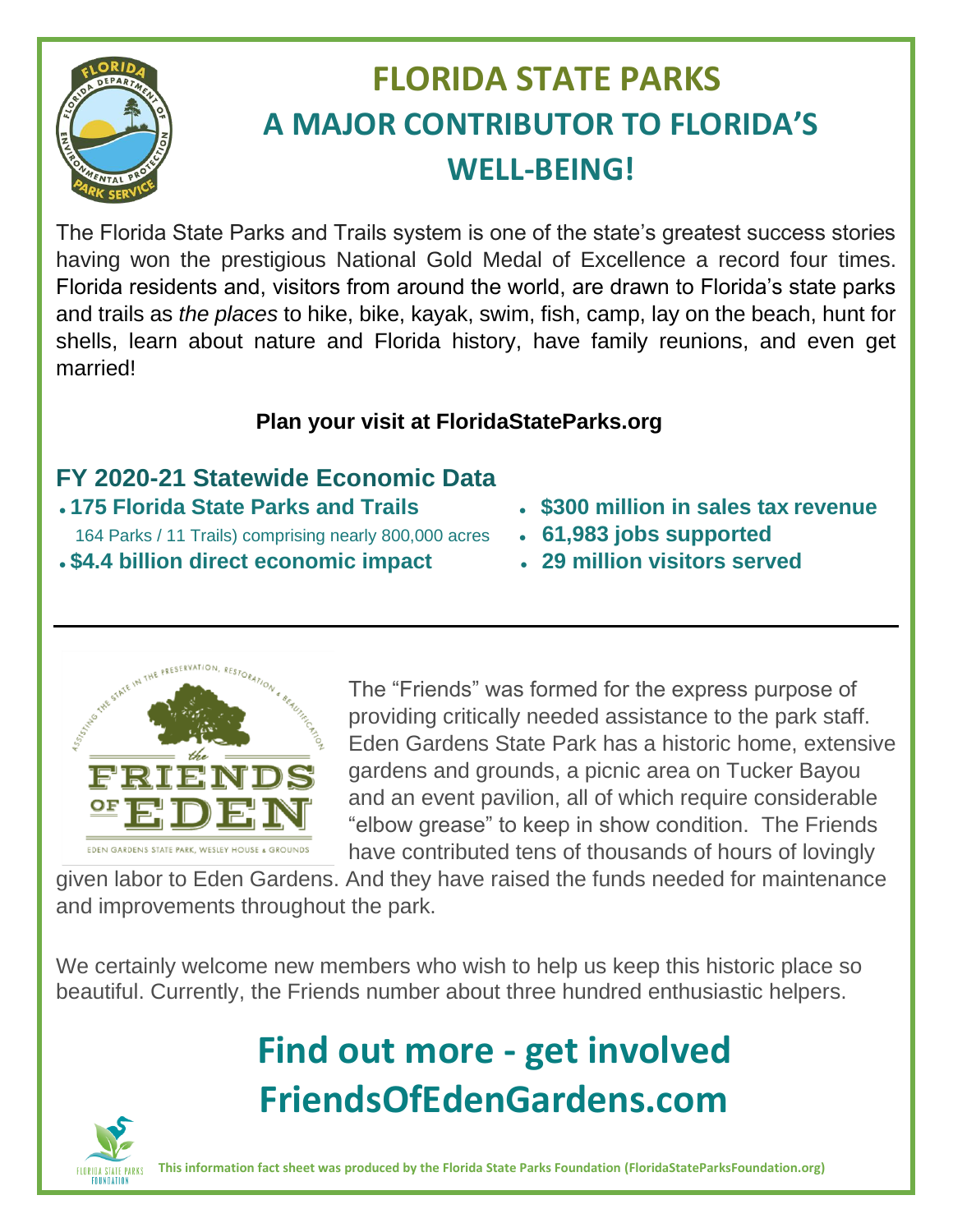# FLORIDA STATE PARKS
## A MAJOR CONTRIBUTOR TO FLORIDA'S WELL-BEING!

The Florida State Parks and Trails system is one of the state's greatest success stories having won the prestigious National Gold Medal of Excellence a record four times. Florida residents and, visitors from around the world, are drawn to Florida's state parks and trails as *the places* to hike, bike, kayak, swim, fish, camp, lay on the beach, hunt for shells, learn about nature and Florida history, have family reunions, and even get married!

**Plan your visit at FloridaStateParks.org**

### FY 2020-21 Statewide Economic Data

- **175 Florida State Parks and Trails**
  164 Parks / 11 Trails) comprising nearly 800,000 acres
- **$4.4 billion direct economic impact**
- **$300 million in sales tax revenue**
- **61,983 jobs supported**
- **29 million visitors served**

---

The "Friends" was formed for the express purpose of providing critically needed assistance to the park staff. Eden Gardens State Park has a historic home, extensive gardens and grounds, a picnic area on Tucker Bayou and an event pavilion, all of which require considerable "elbow grease" to keep in show condition. The Friends have contributed tens of thousands of hours of lovingly given labor to Eden Gardens. And they have raised the funds needed for maintenance and improvements throughout the park.

We certainly welcome new members who wish to help us keep this historic place so beautiful. Currently, the Friends number about three hundred enthusiastic helpers.

## Find out more - get involved
## FriendsOfEdenGardens.com

**This information fact sheet was produced by the Florida State Parks Foundation (FloridaStateParksFoundation.org)**